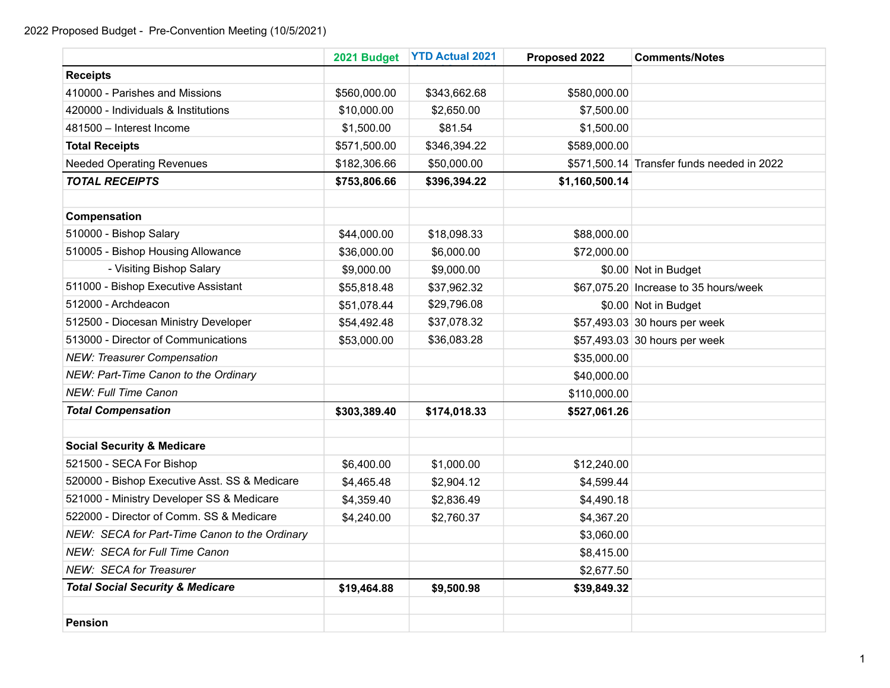2022 Proposed Budget - Pre-Convention Meeting (10/5/2021)

| | 2021 Budget | YTD Actual 2021 | Proposed 2022 | Comments/Notes |
|---|---|---|---|---|
| **Receipts** | | | | |
| 410000 - Parishes and Missions | $560,000.00 | $343,662.68 | $580,000.00 | |
| 420000 - Individuals & Institutions | $10,000.00 | $2,650.00 | $7,500.00 | |
| 481500 – Interest Income | $1,500.00 | $81.54 | $1,500.00 | |
| **Total Receipts** | $571,500.00 | $346,394.22 | $589,000.00 | |
| Needed Operating Revenues | $182,306.66 | $50,000.00 | $571,500.14 | Transfer funds needed in 2022 |
| ***TOTAL RECEIPTS*** | **$753,806.66** | **$396,394.22** | **$1,160,500.14** | |
| | | | | |
| **Compensation** | | | | |
| 510000 - Bishop Salary | $44,000.00 | $18,098.33 | $88,000.00 | |
| 510005 - Bishop Housing Allowance | $36,000.00 | $6,000.00 | $72,000.00 | |
| - Visiting Bishop Salary | $9,000.00 | $9,000.00 | $0.00 | Not in Budget |
| 511000 - Bishop Executive Assistant | $55,818.48 | $37,962.32 | $67,075.20 | Increase to 35 hours/week |
| 512000 - Archdeacon | $51,078.44 | $29,796.08 | $0.00 | Not in Budget |
| 512500 - Diocesan Ministry Developer | $54,492.48 | $37,078.32 | $57,493.03 | 30 hours per week |
| 513000 - Director of Communications | $53,000.00 | $36,083.28 | $57,493.03 | 30 hours per week |
| *NEW: Treasurer Compensation* | | | $35,000.00 | |
| *NEW: Part-Time Canon to the Ordinary* | | | $40,000.00 | |
| *NEW: Full Time Canon* | | | $110,000.00 | |
| ***Total Compensation*** | **$303,389.40** | **$174,018.33** | **$527,061.26** | |
| | | | | |
| **Social Security & Medicare** | | | | |
| 521500 - SECA For Bishop | $6,400.00 | $1,000.00 | $12,240.00 | |
| 520000 - Bishop Executive Asst. SS & Medicare | $4,465.48 | $2,904.12 | $4,599.44 | |
| 521000 - Ministry Developer SS & Medicare | $4,359.40 | $2,836.49 | $4,490.18 | |
| 522000 - Director of Comm. SS & Medicare | $4,240.00 | $2,760.37 | $4,367.20 | |
| *NEW: SECA for Part-Time Canon to the Ordinary* | | | $3,060.00 | |
| *NEW: SECA for Full Time Canon* | | | $8,415.00 | |
| *NEW: SECA for Treasurer* | | | $2,677.50 | |
| ***Total Social Security & Medicare*** | **$19,464.88** | **$9,500.98** | **$39,849.32** | |
| | | | | |
| **Pension** | | | | |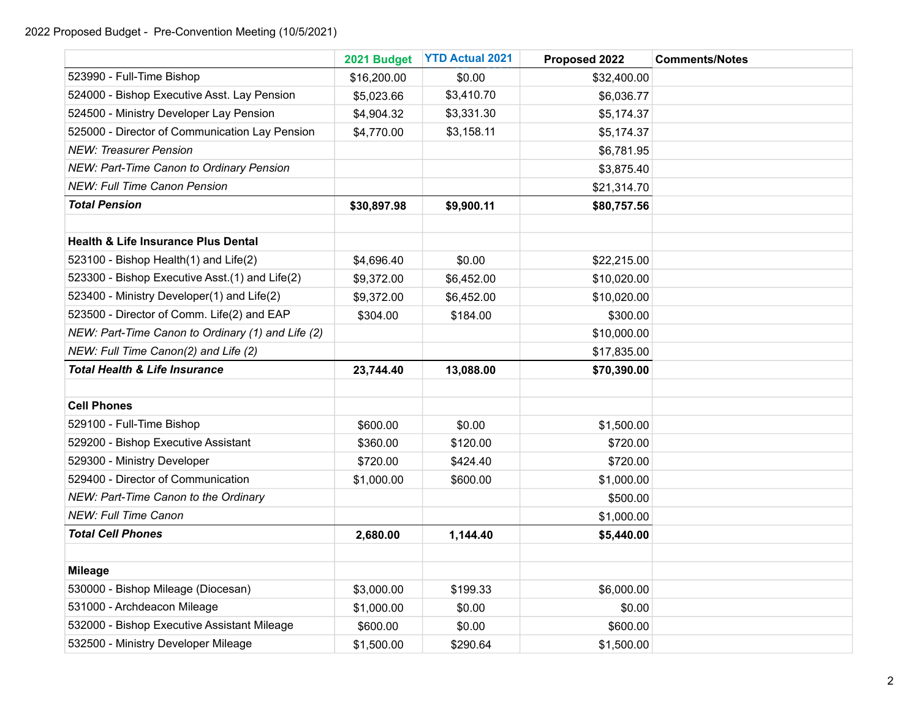2022 Proposed Budget - Pre-Convention Meeting (10/5/2021)

| | 2021 Budget | YTD Actual 2021 | Proposed 2022 | Comments/Notes |
|---|---|---|---|---|
| 523990 - Full-Time Bishop | $16,200.00 | $0.00 | $32,400.00 | |
| 524000 - Bishop Executive Asst. Lay Pension | $5,023.66 | $3,410.70 | $6,036.77 | |
| 524500 - Ministry Developer Lay Pension | $4,904.32 | $3,331.30 | $5,174.37 | |
| 525000 - Director of Communication Lay Pension | $4,770.00 | $3,158.11 | $5,174.37 | |
| *NEW: Treasurer Pension* | | | $6,781.95 | |
| *NEW: Part-Time Canon to Ordinary Pension* | | | $3,875.40 | |
| *NEW: Full Time Canon Pension* | | | $21,314.70 | |
| ***Total Pension*** | **$30,897.98** | **$9,900.11** | **$80,757.56** | |
| | | | | |
| **Health & Life Insurance Plus Dental** | | | | |
| 523100 - Bishop Health(1) and Life(2) | $4,696.40 | $0.00 | $22,215.00 | |
| 523300 - Bishop Executive Asst.(1) and Life(2) | $9,372.00 | $6,452.00 | $10,020.00 | |
| 523400 - Ministry Developer(1) and Life(2) | $9,372.00 | $6,452.00 | $10,020.00 | |
| 523500 - Director of Comm. Life(2) and EAP | $304.00 | $184.00 | $300.00 | |
| *NEW: Part-Time Canon to Ordinary (1) and Life (2)* | | | $10,000.00 | |
| *NEW: Full Time Canon(2) and Life (2)* | | | $17,835.00 | |
| ***Total Health & Life Insurance*** | **23,744.40** | **13,088.00** | **$70,390.00** | |
| | | | | |
| **Cell Phones** | | | | |
| 529100 - Full-Time Bishop | $600.00 | $0.00 | $1,500.00 | |
| 529200 - Bishop Executive Assistant | $360.00 | $120.00 | $720.00 | |
| 529300 - Ministry Developer | $720.00 | $424.40 | $720.00 | |
| 529400 - Director of Communication | $1,000.00 | $600.00 | $1,000.00 | |
| *NEW: Part-Time Canon to the Ordinary* | | | $500.00 | |
| *NEW: Full Time Canon* | | | $1,000.00 | |
| ***Total Cell Phones*** | **2,680.00** | **1,144.40** | **$5,440.00** | |
| | | | | |
| **Mileage** | | | | |
| 530000 - Bishop Mileage (Diocesan) | $3,000.00 | $199.33 | $6,000.00 | |
| 531000 - Archdeacon Mileage | $1,000.00 | $0.00 | $0.00 | |
| 532000 - Bishop Executive Assistant Mileage | $600.00 | $0.00 | $600.00 | |
| 532500 - Ministry Developer Mileage | $1,500.00 | $290.64 | $1,500.00 | |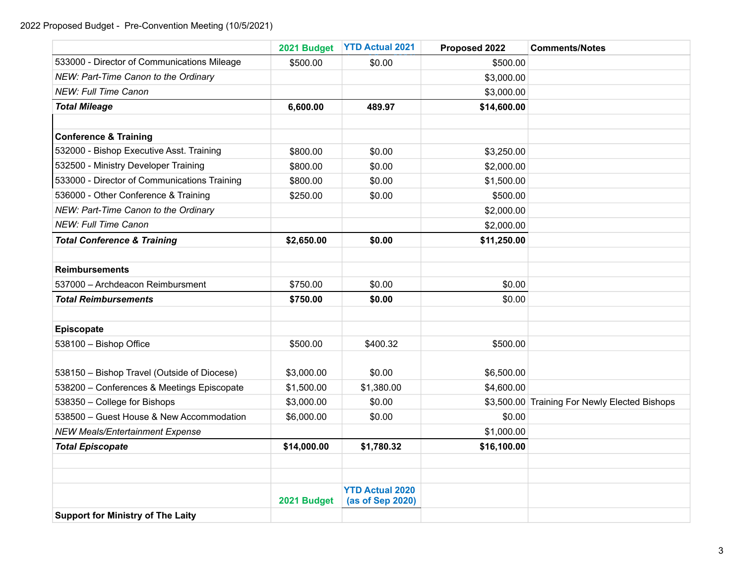2022 Proposed Budget - Pre-Convention Meeting (10/5/2021)

| | 2021 Budget | YTD Actual 2021 | Proposed 2022 | Comments/Notes |
|---|---|---|---|---|
| 533000 - Director of Communications Mileage | $500.00 | $0.00 | $500.00 | |
| *NEW: Part-Time Canon to the Ordinary* | | | $3,000.00 | |
| *NEW: Full Time Canon* | | | $3,000.00 | |
| ***Total Mileage*** | **6,600.00** | **489.97** | **$14,600.00** | |
| | | | | |
| **Conference & Training** | | | | |
| 532000 - Bishop Executive Asst. Training | $800.00 | $0.00 | $3,250.00 | |
| 532500 - Ministry Developer Training | $800.00 | $0.00 | $2,000.00 | |
| 533000 - Director of Communications Training | $800.00 | $0.00 | $1,500.00 | |
| 536000 - Other Conference & Training | $250.00 | $0.00 | $500.00 | |
| *NEW: Part-Time Canon to the Ordinary* | | | $2,000.00 | |
| *NEW: Full Time Canon* | | | $2,000.00 | |
| ***Total Conference & Training*** | **$2,650.00** | **$0.00** | **$11,250.00** | |
| | | | | |
| **Reimbursements** | | | | |
| 537000 – Archdeacon Reimbursment | $750.00 | $0.00 | $0.00 | |
| ***Total Reimbursements*** | **$750.00** | **$0.00** | $0.00 | |
| | | | | |
| **Episcopate** | | | | |
| 538100 – Bishop Office | $500.00 | $400.32 | $500.00 | |
| 538150 – Bishop Travel (Outside of Diocese) | $3,000.00 | $0.00 | $6,500.00 | |
| 538200 – Conferences & Meetings Episcopate | $1,500.00 | $1,380.00 | $4,600.00 | |
| 538350 – College for Bishops | $3,000.00 | $0.00 | $3,500.00 | Training For Newly Elected Bishops |
| 538500 – Guest House & New Accommodation | $6,000.00 | $0.00 | $0.00 | |
| *NEW Meals/Entertainment Expense* | | | $1,000.00 | |
| ***Total Episcopate*** | **$14,000.00** | **$1,780.32** | **$16,100.00** | |
| | | | | |
| | | | | |
| | **2021 Budget** | **YTD Actual 2020 (as of Sep 2020)** | | |
| **Support for Ministry of The Laity** | | | | |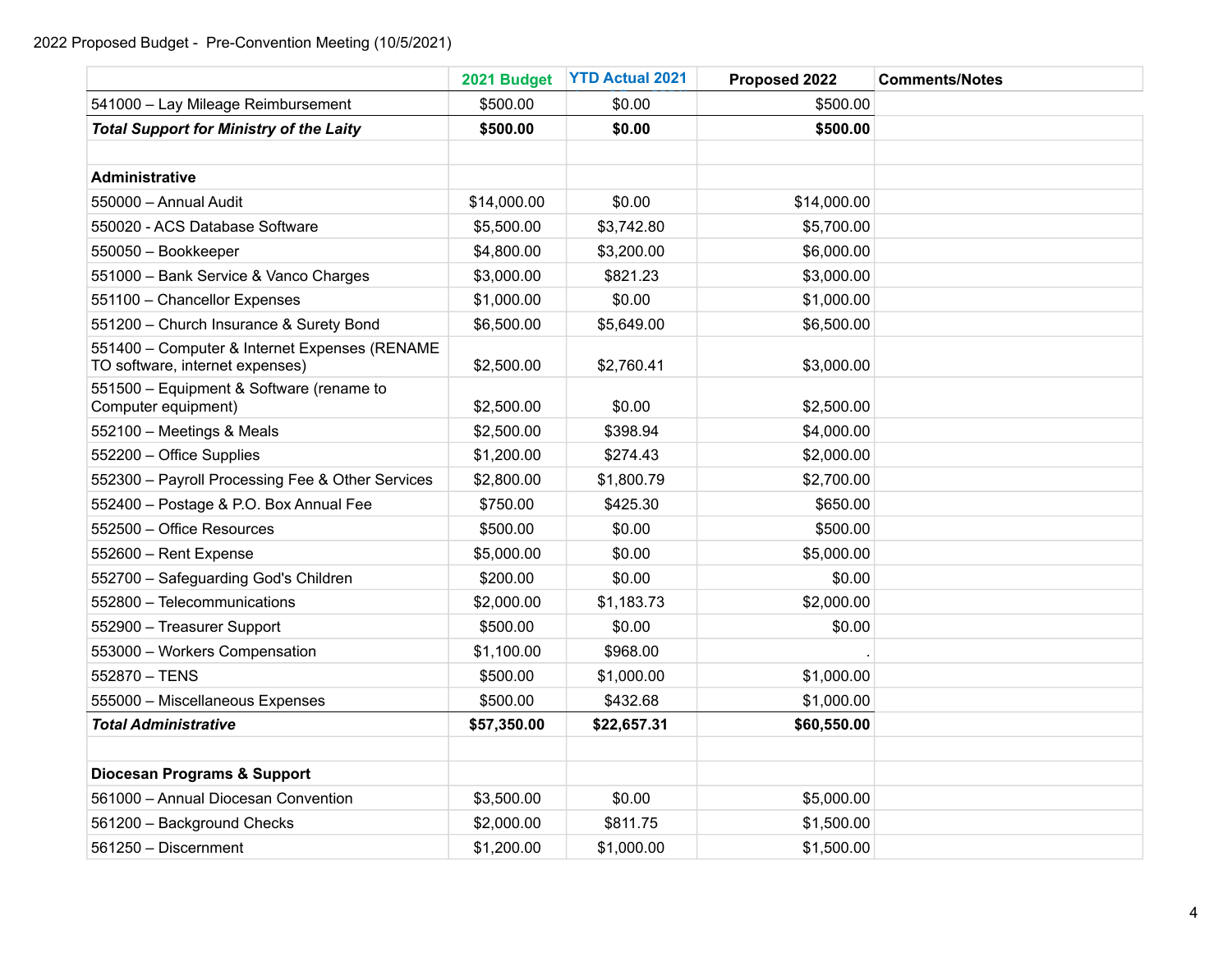2022 Proposed Budget - Pre-Convention Meeting (10/5/2021)

| | 2021 Budget | YTD Actual 2021 | Proposed 2022 | Comments/Notes |
|---|---|---|---|---|
| 541000 – Lay Mileage Reimbursement | $500.00 | $0.00 | $500.00 | |
| ***Total Support for Ministry of the Laity*** | **$500.00** | **$0.00** | **$500.00** | |
| | | | | |
| **Administrative** | | | | |
| 550000 – Annual Audit | $14,000.00 | $0.00 | $14,000.00 | |
| 550020 - ACS Database Software | $5,500.00 | $3,742.80 | $5,700.00 | |
| 550050 – Bookkeeper | $4,800.00 | $3,200.00 | $6,000.00 | |
| 551000 – Bank Service & Vanco Charges | $3,000.00 | $821.23 | $3,000.00 | |
| 551100 – Chancellor Expenses | $1,000.00 | $0.00 | $1,000.00 | |
| 551200 – Church Insurance & Surety Bond | $6,500.00 | $5,649.00 | $6,500.00 | |
| 551400 – Computer & Internet Expenses (RENAME TO software, internet expenses) | $2,500.00 | $2,760.41 | $3,000.00 | |
| 551500 – Equipment & Software (rename to Computer equipment) | $2,500.00 | $0.00 | $2,500.00 | |
| 552100 – Meetings & Meals | $2,500.00 | $398.94 | $4,000.00 | |
| 552200 – Office Supplies | $1,200.00 | $274.43 | $2,000.00 | |
| 552300 – Payroll Processing Fee & Other Services | $2,800.00 | $1,800.79 | $2,700.00 | |
| 552400 – Postage & P.O. Box Annual Fee | $750.00 | $425.30 | $650.00 | |
| 552500 – Office Resources | $500.00 | $0.00 | $500.00 | |
| 552600 – Rent Expense | $5,000.00 | $0.00 | $5,000.00 | |
| 552700 – Safeguarding God's Children | $200.00 | $0.00 | $0.00 | |
| 552800 – Telecommunications | $2,000.00 | $1,183.73 | $2,000.00 | |
| 552900 – Treasurer Support | $500.00 | $0.00 | $0.00 | |
| 553000 – Workers Compensation | $1,100.00 | $968.00 | . | |
| 552870 – TENS | $500.00 | $1,000.00 | $1,000.00 | |
| 555000 – Miscellaneous Expenses | $500.00 | $432.68 | $1,000.00 | |
| ***Total Administrative*** | **$57,350.00** | **$22,657.31** | **$60,550.00** | |
| | | | | |
| **Diocesan Programs & Support** | | | | |
| 561000 – Annual Diocesan Convention | $3,500.00 | $0.00 | $5,000.00 | |
| 561200 – Background Checks | $2,000.00 | $811.75 | $1,500.00 | |
| 561250 – Discernment | $1,200.00 | $1,000.00 | $1,500.00 | |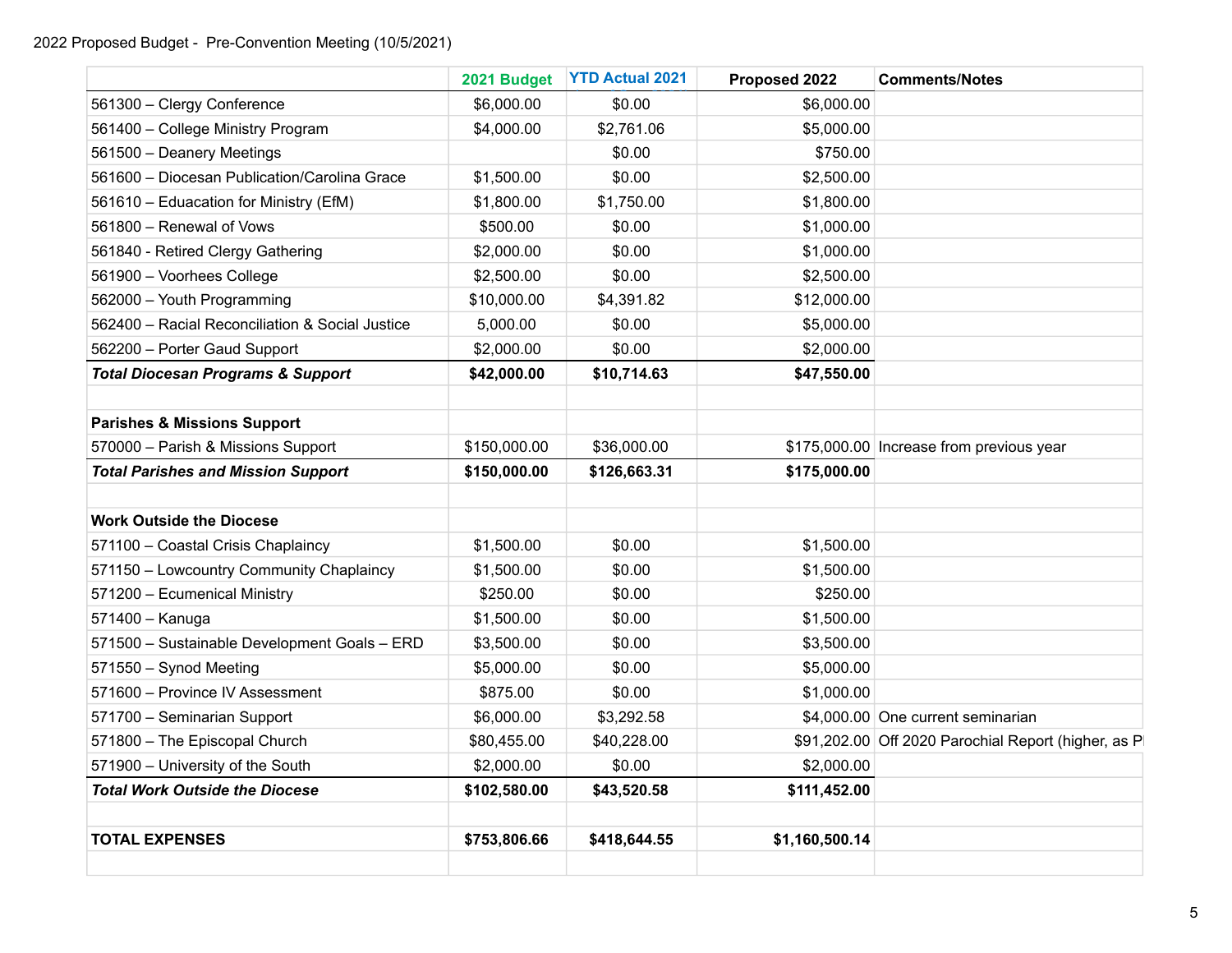2022 Proposed Budget - Pre-Convention Meeting (10/5/2021)

| | 2021 Budget | YTD Actual 2021 | Proposed 2022 | Comments/Notes |
|---|---|---|---|---|
| 561300 – Clergy Conference | $6,000.00 | $0.00 | $6,000.00 | |
| 561400 – College Ministry Program | $4,000.00 | $2,761.06 | $5,000.00 | |
| 561500 – Deanery Meetings | | $0.00 | $750.00 | |
| 561600 – Diocesan Publication/Carolina Grace | $1,500.00 | $0.00 | $2,500.00 | |
| 561610 – Eduacation for Ministry (EfM) | $1,800.00 | $1,750.00 | $1,800.00 | |
| 561800 – Renewal of Vows | $500.00 | $0.00 | $1,000.00 | |
| 561840 - Retired Clergy Gathering | $2,000.00 | $0.00 | $1,000.00 | |
| 561900 – Voorhees College | $2,500.00 | $0.00 | $2,500.00 | |
| 562000 – Youth Programming | $10,000.00 | $4,391.82 | $12,000.00 | |
| 562400 – Racial Reconciliation & Social Justice | 5,000.00 | $0.00 | $5,000.00 | |
| 562200 – Porter Gaud Support | $2,000.00 | $0.00 | $2,000.00 | |
| ***Total Diocesan Programs & Support*** | **$42,000.00** | **$10,714.63** | **$47,550.00** | |
| | | | | |
| **Parishes & Missions Support** | | | | |
| 570000 – Parish & Missions Support | $150,000.00 | $36,000.00 | $175,000.00 | Increase from previous year |
| ***Total Parishes and Mission Support*** | **$150,000.00** | **$126,663.31** | **$175,000.00** | |
| | | | | |
| **Work Outside the Diocese** | | | | |
| 571100 – Coastal Crisis Chaplaincy | $1,500.00 | $0.00 | $1,500.00 | |
| 571150 – Lowcountry Community Chaplaincy | $1,500.00 | $0.00 | $1,500.00 | |
| 571200 – Ecumenical Ministry | $250.00 | $0.00 | $250.00 | |
| 571400 – Kanuga | $1,500.00 | $0.00 | $1,500.00 | |
| 571500 – Sustainable Development Goals – ERD | $3,500.00 | $0.00 | $3,500.00 | |
| 571550 – Synod Meeting | $5,000.00 | $0.00 | $5,000.00 | |
| 571600 – Province IV Assessment | $875.00 | $0.00 | $1,000.00 | |
| 571700 – Seminarian Support | $6,000.00 | $3,292.58 | $4,000.00 | One current seminarian |
| 571800 – The Episcopal Church | $80,455.00 | $40,228.00 | $91,202.00 | Off 2020 Parochial Report (higher, as P |
| 571900 – University of the South | $2,000.00 | $0.00 | $2,000.00 | |
| ***Total Work Outside the Diocese*** | **$102,580.00** | **$43,520.58** | **$111,452.00** | |
| | | | | |
| **TOTAL EXPENSES** | **$753,806.66** | **$418,644.55** | **$1,160,500.14** | |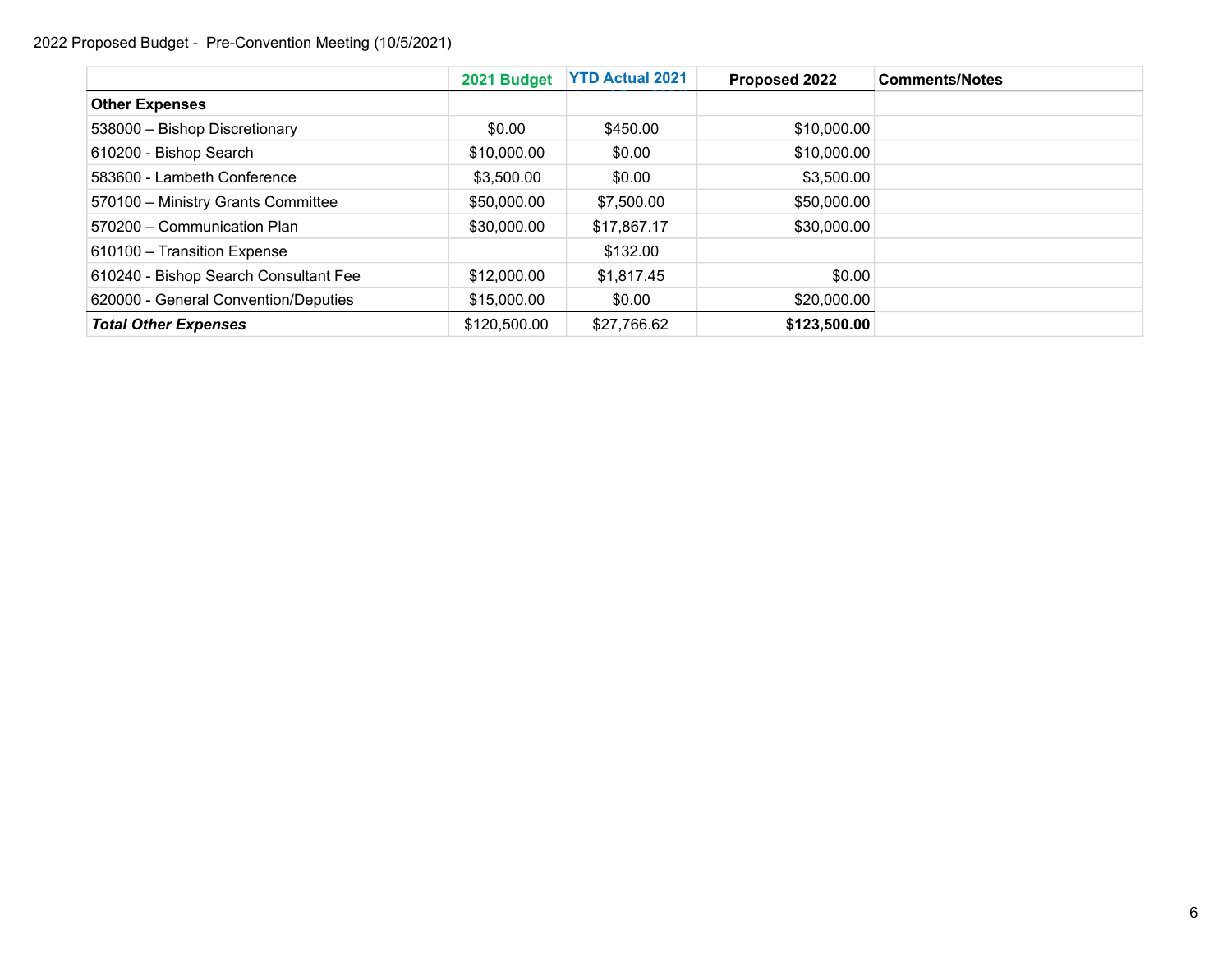2022 Proposed Budget - Pre-Convention Meeting (10/5/2021)

| | 2021 Budget | YTD Actual 2021 | Proposed 2022 | Comments/Notes |
|---|---|---|---|---|
| **Other Expenses** | | | | |
| 538000 – Bishop Discretionary | $0.00 | $450.00 | $10,000.00 | |
| 610200 - Bishop Search | $10,000.00 | $0.00 | $10,000.00 | |
| 583600 - Lambeth Conference | $3,500.00 | $0.00 | $3,500.00 | |
| 570100 – Ministry Grants Committee | $50,000.00 | $7,500.00 | $50,000.00 | |
| 570200 – Communication Plan | $30,000.00 | $17,867.17 | $30,000.00 | |
| 610100 – Transition Expense | | $132.00 | | |
| 610240 - Bishop Search Consultant Fee | $12,000.00 | $1,817.45 | $0.00 | |
| 620000 - General Convention/Deputies | $15,000.00 | $0.00 | $20,000.00 | |
| ***Total Other Expenses*** | $120,500.00 | $27,766.62 | **$123,500.00** | |